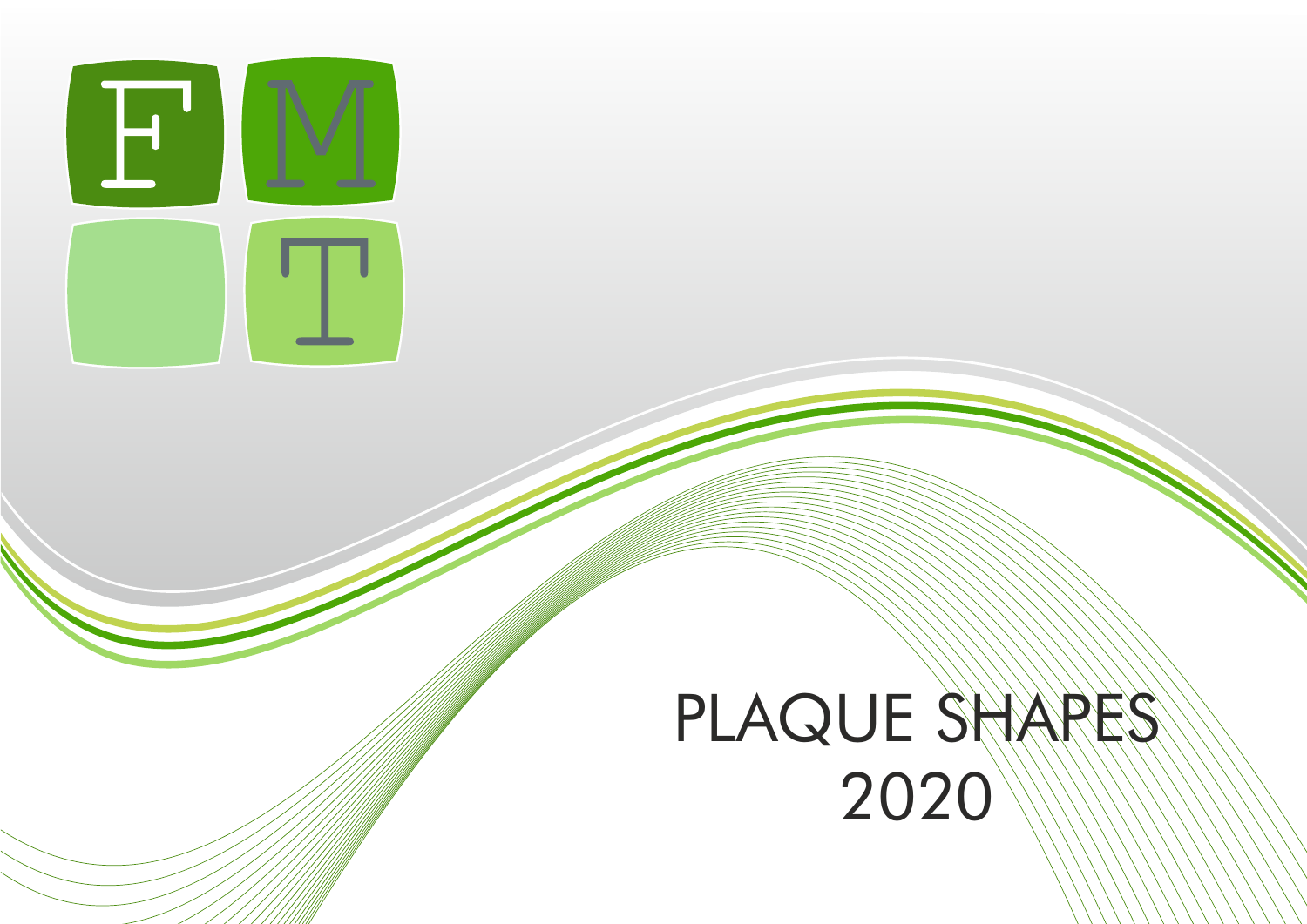FMT

# PLAQUE SHAPES 2020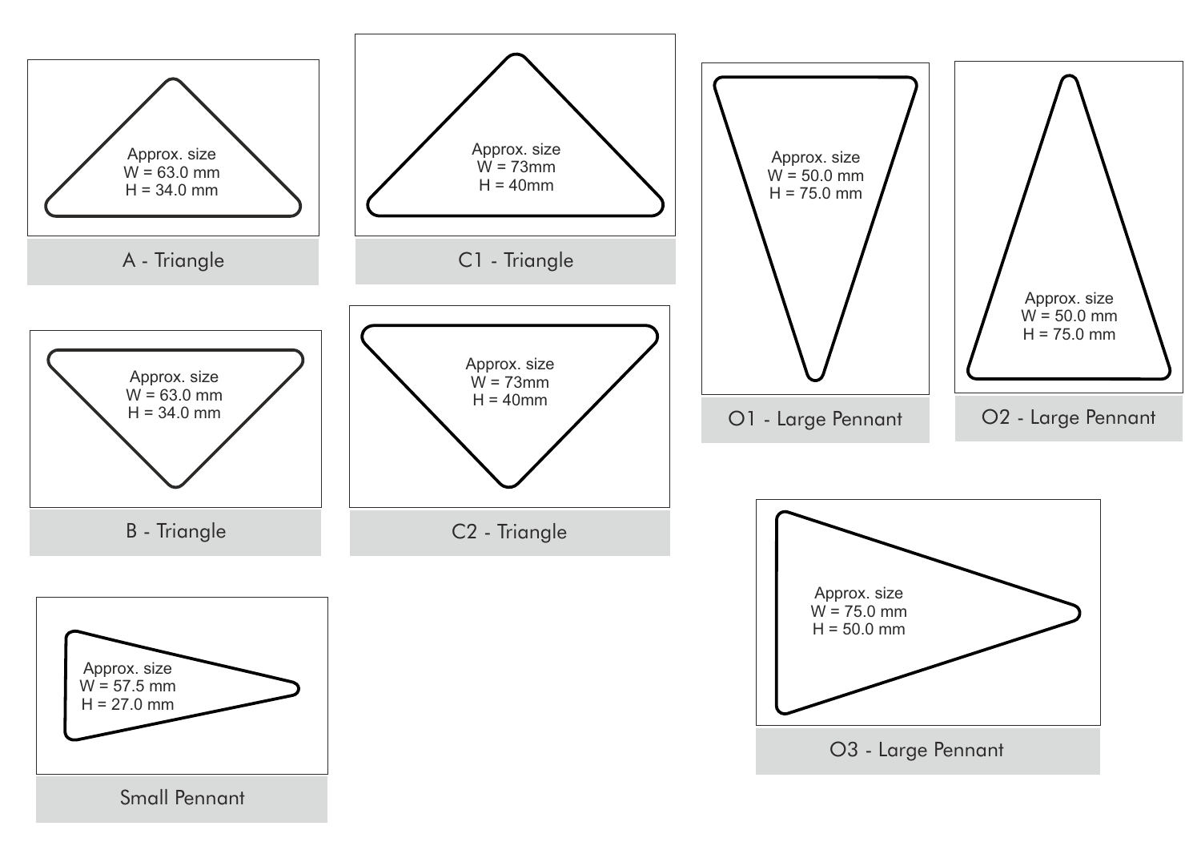Approx. size
W = 63.0 mm
H = 34.0 mm

A - Triangle

Approx. size
W = 73mm
H = 40mm

C1 - Triangle

Approx. size
W = 50.0 mm
H = 75.0 mm

O1 - Large Pennant

Approx. size
W = 50.0 mm
H = 75.0 mm

O2 - Large Pennant

Approx. size
W = 63.0 mm
H = 34.0 mm

B - Triangle

Approx. size
W = 73mm
H = 40mm

C2 - Triangle

Approx. size
W = 57.5 mm
H = 27.0 mm

Small Pennant

Approx. size
W = 75.0 mm
H = 50.0 mm

O3 - Large Pennant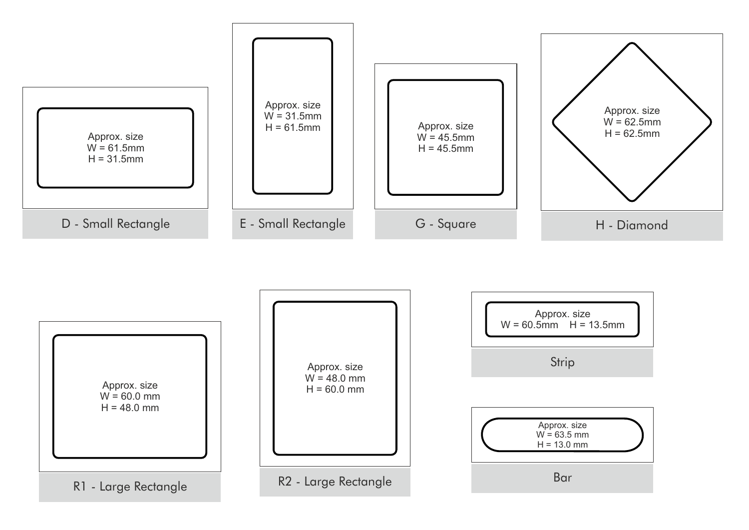Approx. size
W = 61.5mm
H = 31.5mm

D - Small Rectangle

Approx. size
W = 31.5mm
H = 61.5mm

E - Small Rectangle

Approx. size
W = 45.5mm
H = 45.5mm

G - Square

Approx. size
W = 62.5mm
H = 62.5mm

H - Diamond

Approx. size
W = 60.0 mm
H = 48.0 mm

R1 - Large Rectangle

Approx. size
W = 48.0 mm
H = 60.0 mm

R2 - Large Rectangle

Approx. size
W = 60.5mm H = 13.5mm

Strip

Approx. size
W = 63.5 mm
H = 13.0 mm

Bar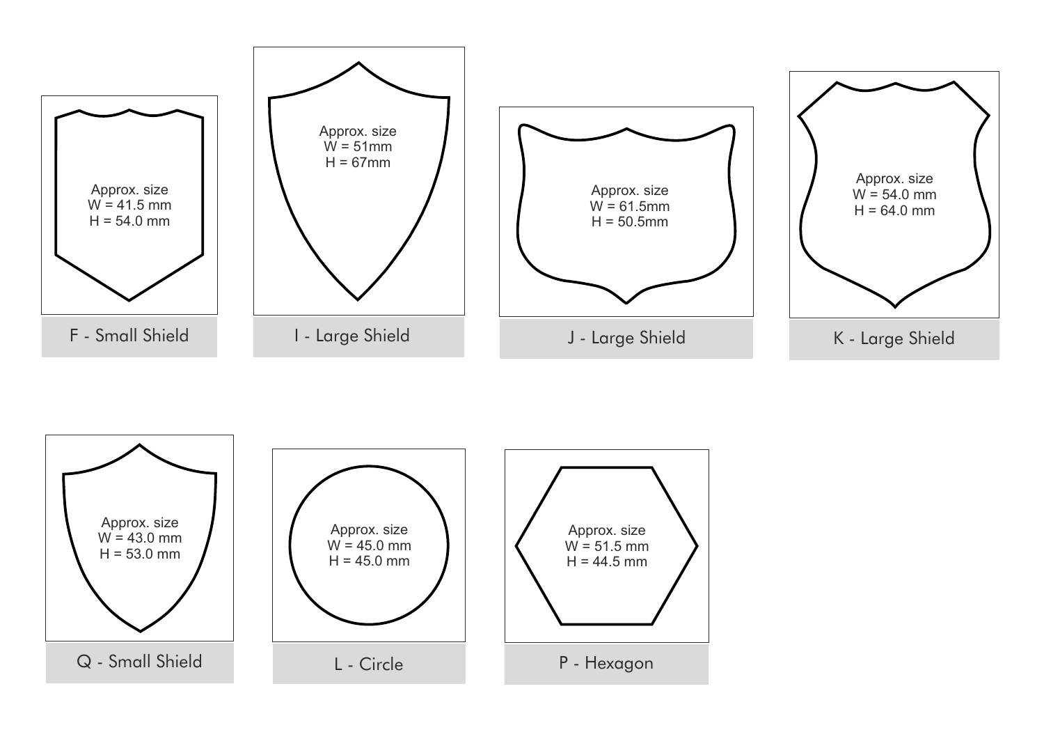Approx. size
W = 41.5 mm
H = 54.0 mm

F - Small Shield

Approx. size
W = 51mm
H = 67mm

I - Large Shield

Approx. size
W = 61.5mm
H = 50.5mm

J - Large Shield

Approx. size
W = 54.0 mm
H = 64.0 mm

K - Large Shield

Approx. size
W = 43.0 mm
H = 53.0 mm

Q - Small Shield

Approx. size
W = 45.0 mm
H = 45.0 mm

L - Circle

Approx. size
W = 51.5 mm
H = 44.5 mm

P - Hexagon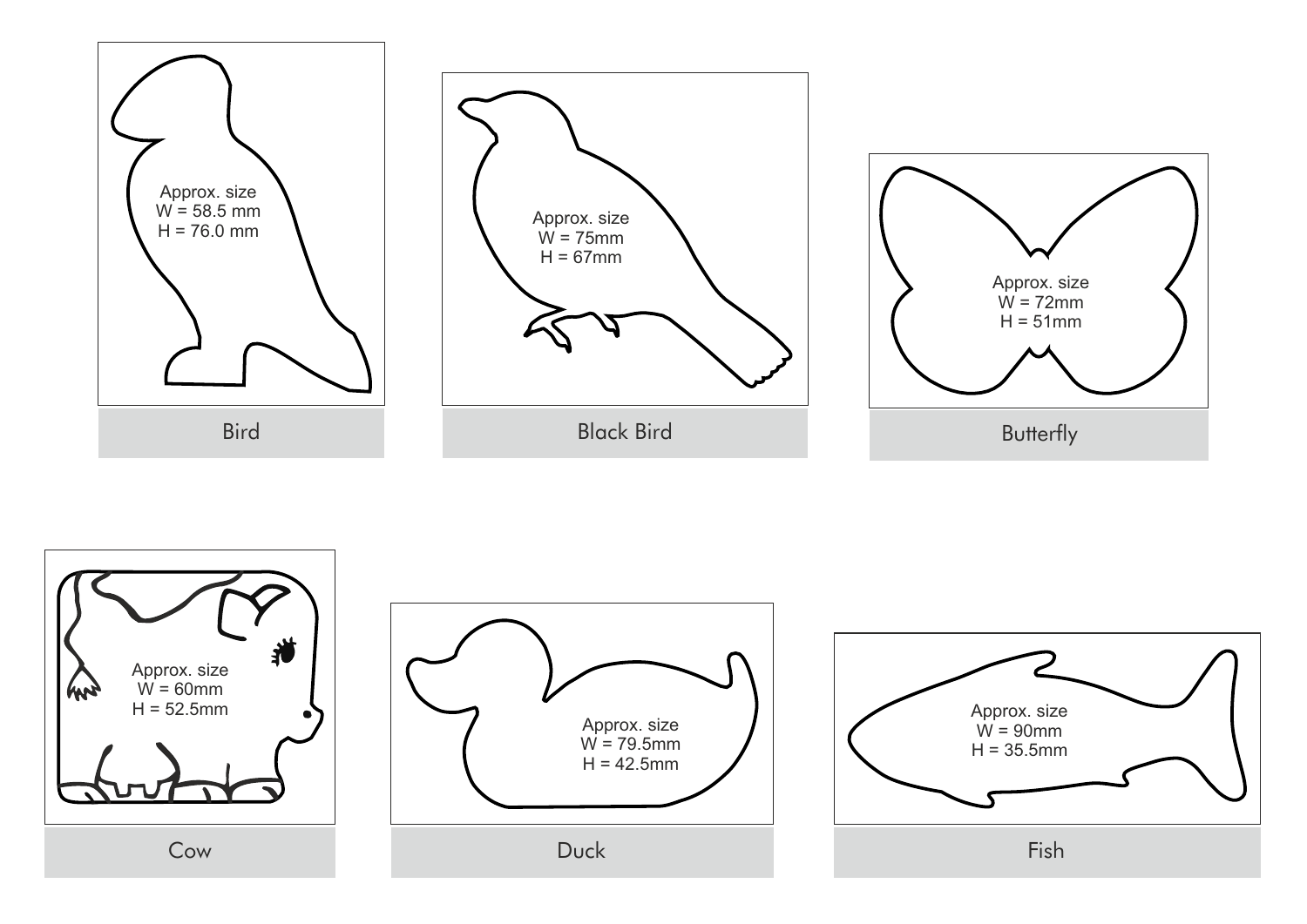Approx. size
W = 58.5 mm
H = 76.0 mm

Bird

Approx. size
W = 75mm
H = 67mm

Black Bird

Approx. size
W = 72mm
H = 51mm

Butterfly

Approx. size
W = 60mm
H = 52.5mm

Cow

Approx. size
W = 79.5mm
H = 42.5mm

Duck

Approx. size
W = 90mm
H = 35.5mm

Fish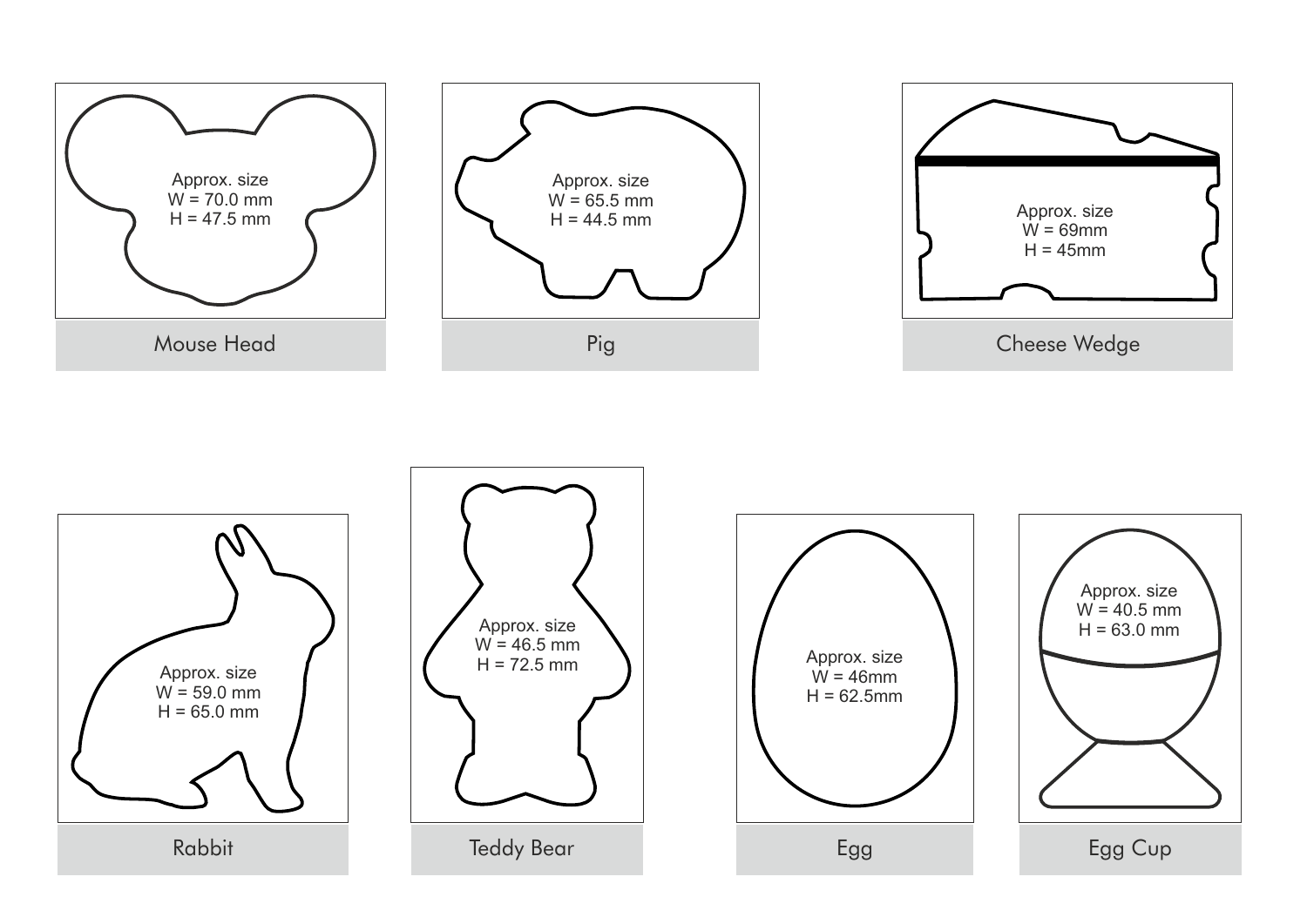Approx. size
W = 70.0 mm
H = 47.5 mm

Mouse Head

Approx. size
W = 65.5 mm
H = 44.5 mm

Pig

Approx. size
W = 69mm
H = 45mm

Cheese Wedge

Approx. size
W = 59.0 mm
H = 65.0 mm

Rabbit

Approx. size
W = 46.5 mm
H = 72.5 mm

Teddy Bear

Approx. size
W = 46mm
H = 62.5mm

Egg

Approx. size
W = 40.5 mm
H = 63.0 mm

Egg Cup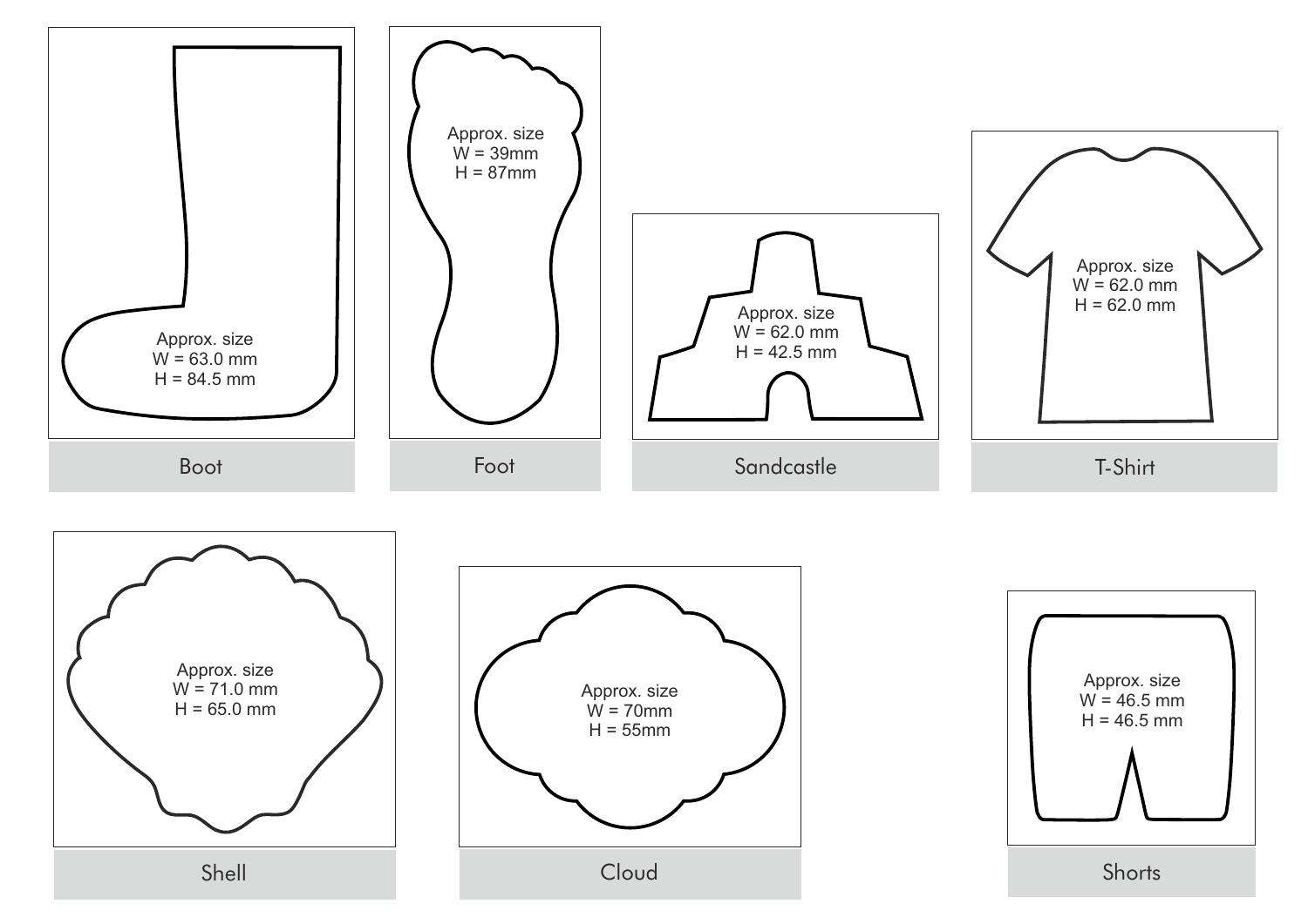Approx. size
W = 63.0 mm
H = 84.5 mm

Boot

Approx. size
W = 39mm
H = 87mm

Foot

Approx. size
W = 62.0 mm
H = 42.5 mm

Sandcastle

Approx. size
W = 62.0 mm
H = 62.0 mm

T-Shirt

Approx. size
W = 71.0 mm
H = 65.0 mm

Shell

Approx. size
W = 70mm
H = 55mm

Cloud

Approx. size
W = 46.5 mm
H = 46.5 mm

Shorts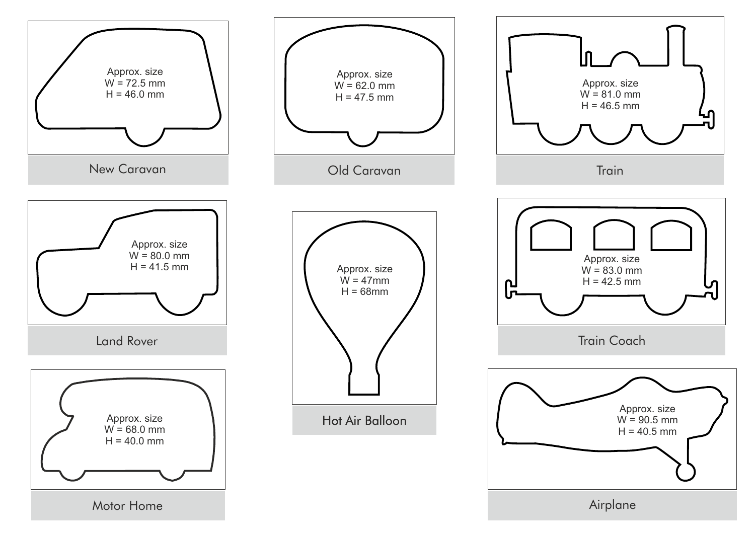Approx. size
W = 72.5 mm
H = 46.0 mm

New Caravan

Approx. size
W = 62.0 mm
H = 47.5 mm

Old Caravan

Approx. size
W = 81.0 mm
H = 46.5 mm

Train

Approx. size
W = 80.0 mm
H = 41.5 mm

Land Rover

Approx. size
W = 47mm
H = 68mm

Hot Air Balloon

Approx. size
W = 83.0 mm
H = 42.5 mm

Train Coach

Approx. size
W = 68.0 mm
H = 40.0 mm

Motor Home

Approx. size
W = 90.5 mm
H = 40.5 mm

Airplane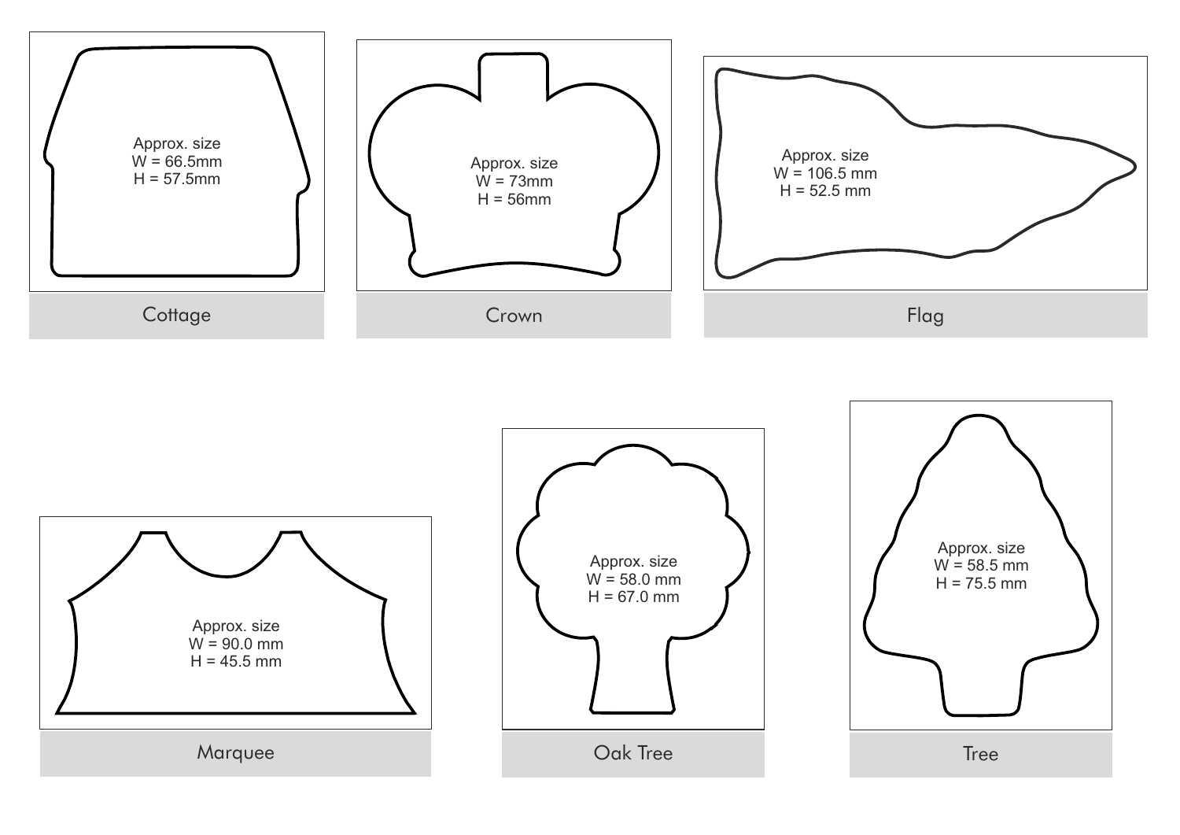Approx. size
W = 66.5mm
H = 57.5mm

Cottage

Approx. size
W = 73mm
H = 56mm

Crown

Approx. size
W = 106.5 mm
H = 52.5 mm

Flag

Approx. size
W = 90.0 mm
H = 45.5 mm

Marquee

Approx. size
W = 58.0 mm
H = 67.0 mm

Oak Tree

Approx. size
W = 58.5 mm
H = 75.5 mm

Tree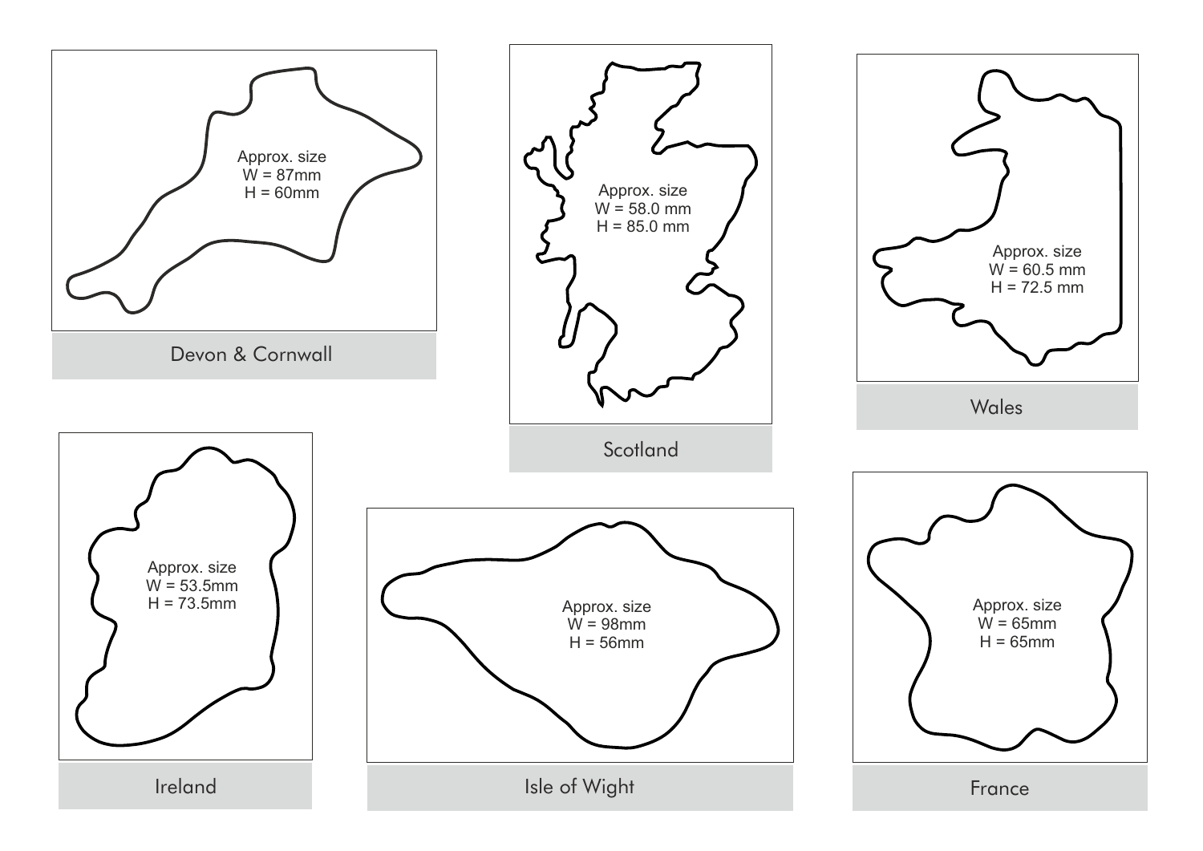Approx. size
W = 87mm
H = 60mm

Devon & Cornwall

Approx. size
W = 58.0 mm
H = 85.0 mm

Scotland

Approx. size
W = 60.5 mm
H = 72.5 mm

Wales

Approx. size
W = 53.5mm
H = 73.5mm

Ireland

Approx. size
W = 98mm
H = 56mm

Isle of Wight

Approx. size
W = 65mm
H = 65mm

France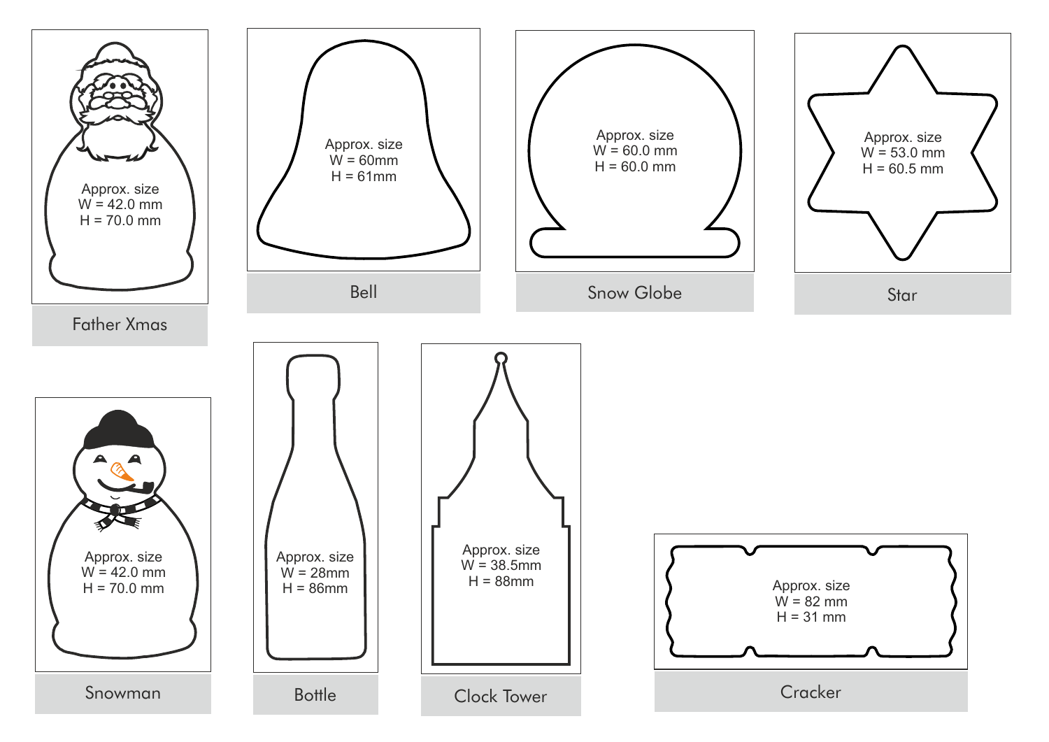Approx. size
W = 42.0 mm
H = 70.0 mm

Father Xmas

Approx. size
W = 60mm
H = 61mm

Bell

Approx. size
W = 60.0 mm
H = 60.0 mm

Snow Globe

Approx. size
W = 53.0 mm
H = 60.5 mm

Star

Approx. size
W = 42.0 mm
H = 70.0 mm

Snowman

Approx. size
W = 28mm
H = 86mm

Bottle

Approx. size
W = 38.5mm
H = 88mm

Clock Tower

Approx. size
W = 82 mm
H = 31 mm

Cracker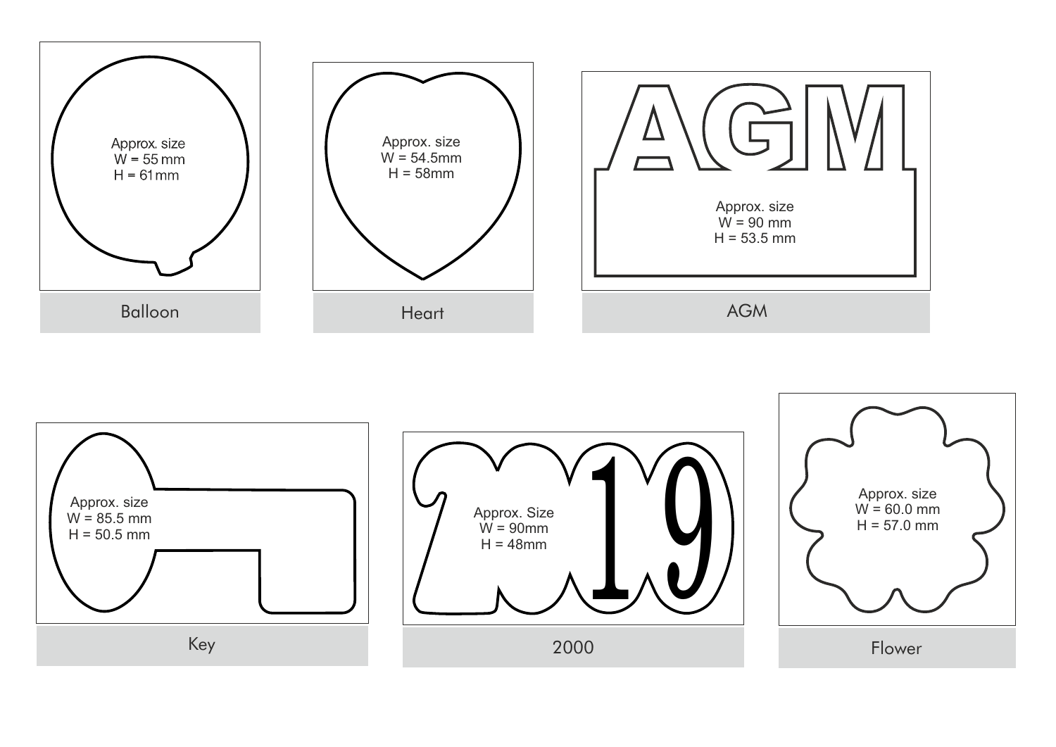Approx. size
W = 55 mm
H = 61 mm

Balloon

Approx. size
W = 54.5mm
H = 58mm

Heart

AGM

Approx. size
W = 90 mm
H = 53.5 mm

AGM

Approx. size
W = 85.5 mm
H = 50.5 mm

Key

19

Approx. Size
W = 90mm
H = 48mm

2000

Approx. size
W = 60.0 mm
H = 57.0 mm

Flower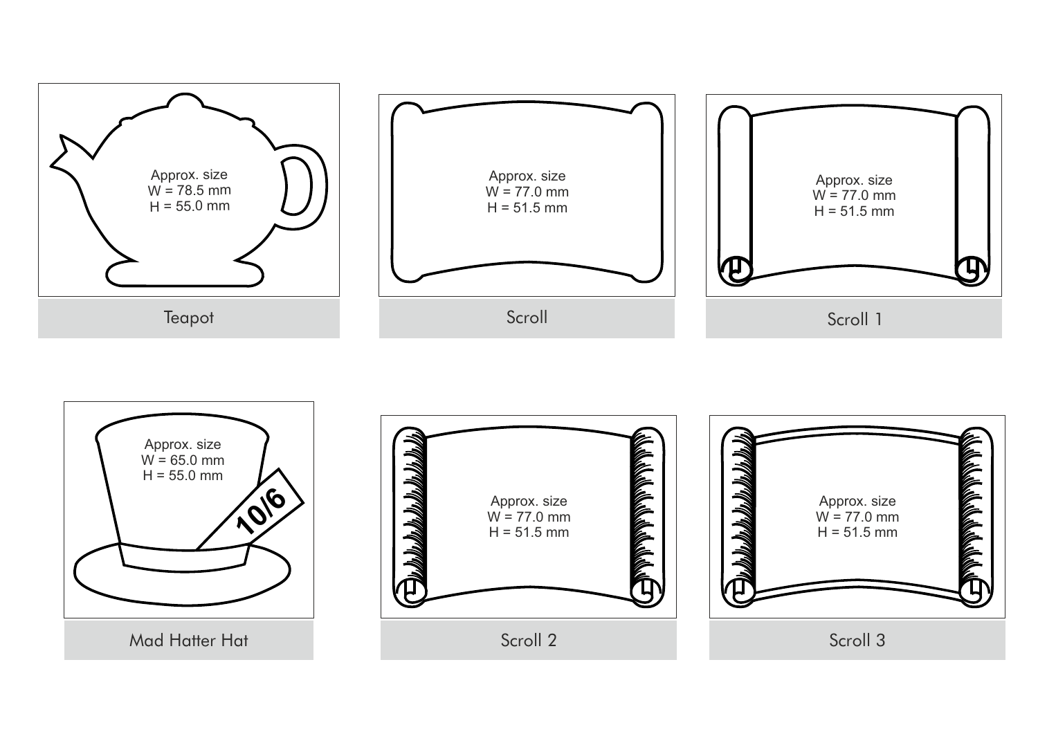Approx. size
W = 78.5 mm
H = 55.0 mm

Teapot

Approx. size
W = 77.0 mm
H = 51.5 mm

Scroll

Approx. size
W = 77.0 mm
H = 51.5 mm

Scroll 1

Approx. size
W = 65.0 mm
H = 55.0 mm

10/6

Mad Hatter Hat

Approx. size
W = 77.0 mm
H = 51.5 mm

Scroll 2

Approx. size
W = 77.0 mm
H = 51.5 mm

Scroll 3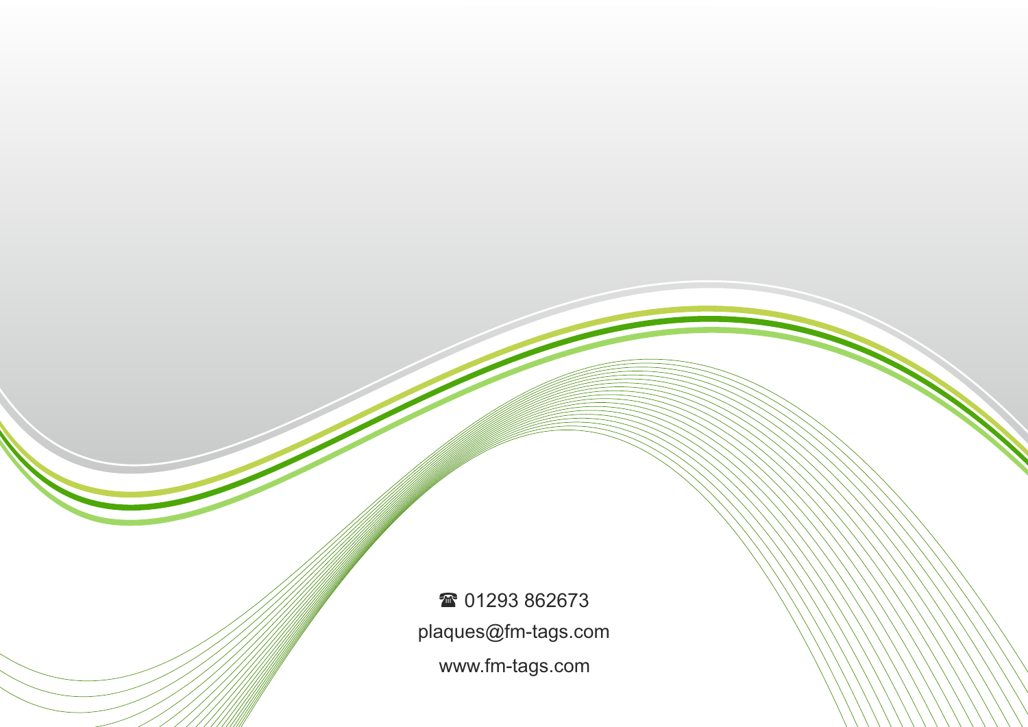☎ 01293 862673

plaques@fm-tags.com

www.fm-tags.com